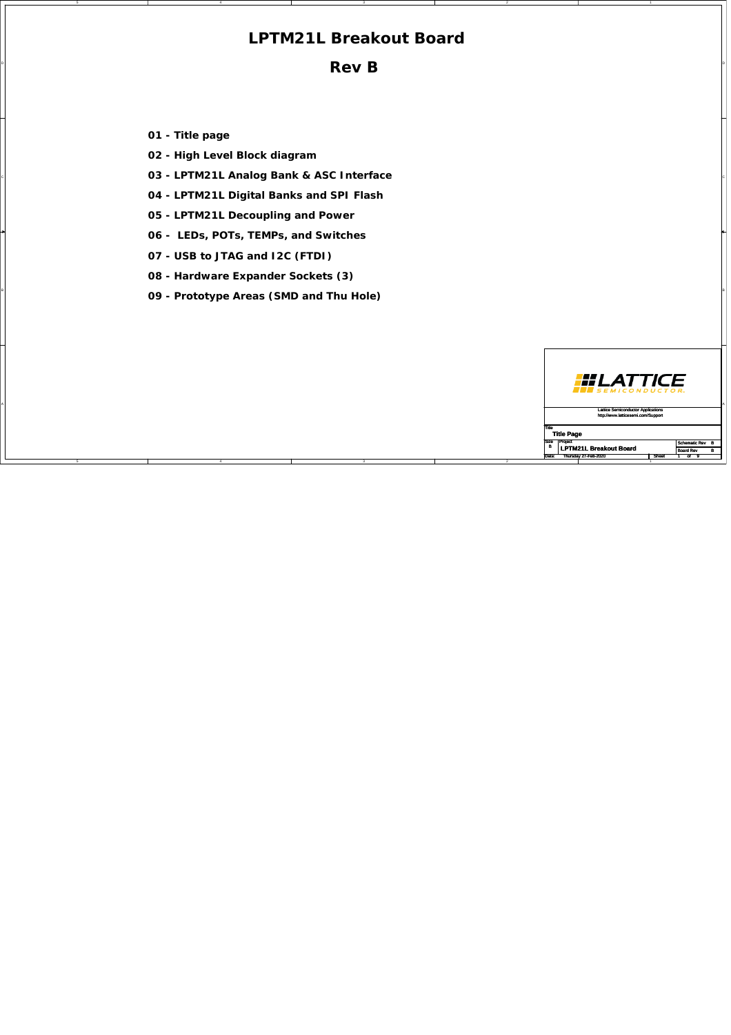# LPTM21L Breakout Board

## Rev B

01 - Title page

02 - High Level Block diagram

03 - LPTM21L Analog Bank & ASC Interface

04 - LPTM21L Digital Banks and SPI Flash

05 - LPTM21L Decoupling and Power

06 - LEDs, POTs, TEMPs, and Switches

07 - USB to JTAG and I2C (FTDI)

08 - Hardware Expander Sockets (3)

09 - Prototype Areas (SMD and Thu Hole)

LATTICE SEMICONDUCTOR

Lattice Semiconductor Applications
http://www.latticesemi.com/Support

| Title | | | |
|---|---|---|---|
| Title Page | | | |
| Size: B | Project: LPTM21L Breakout Board | Schematic Rev: B | Board Rev: B |
| Date: Thursday 27-Feb-2020 | | Sheet: 1 of 9 | |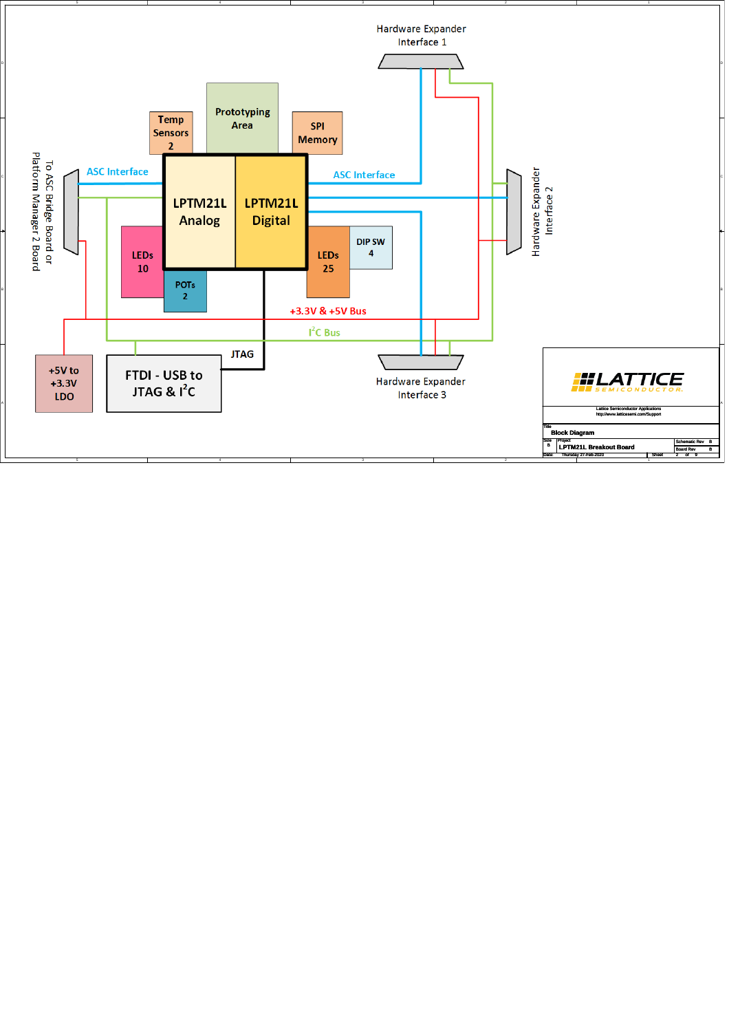Hardware Expander Interface 1

Temp Sensors 2

Prototyping Area

SPI Memory

To ASC Bridge Board or Platform Manager 2 Board

ASC Interface

LPTM21L Analog

LPTM21L Digital

ASC Interface

Hardware Expander Interface 2

LEDs 10

POTs 2

LEDs 25

DIP SW 4

+3.3V & +5V Bus

$I^2C$ Bus

JTAG

+5V to +3.3V LDO

FTDI - USB to JTAG & $I^2C$

Hardware Expander Interface 3

LATTICE SEMICONDUCTOR

Lattice Semiconductor Applications
http://www.latticesemi.com/Support

| Title | Block Diagram | | |
|---|---|---|---|
| Size B | Project LPTM21L Breakout Board | Schematic Rev B | Board Rev B |
| Date: Thursday 27-Feb-2020 | | Sheet 2 of 9 | |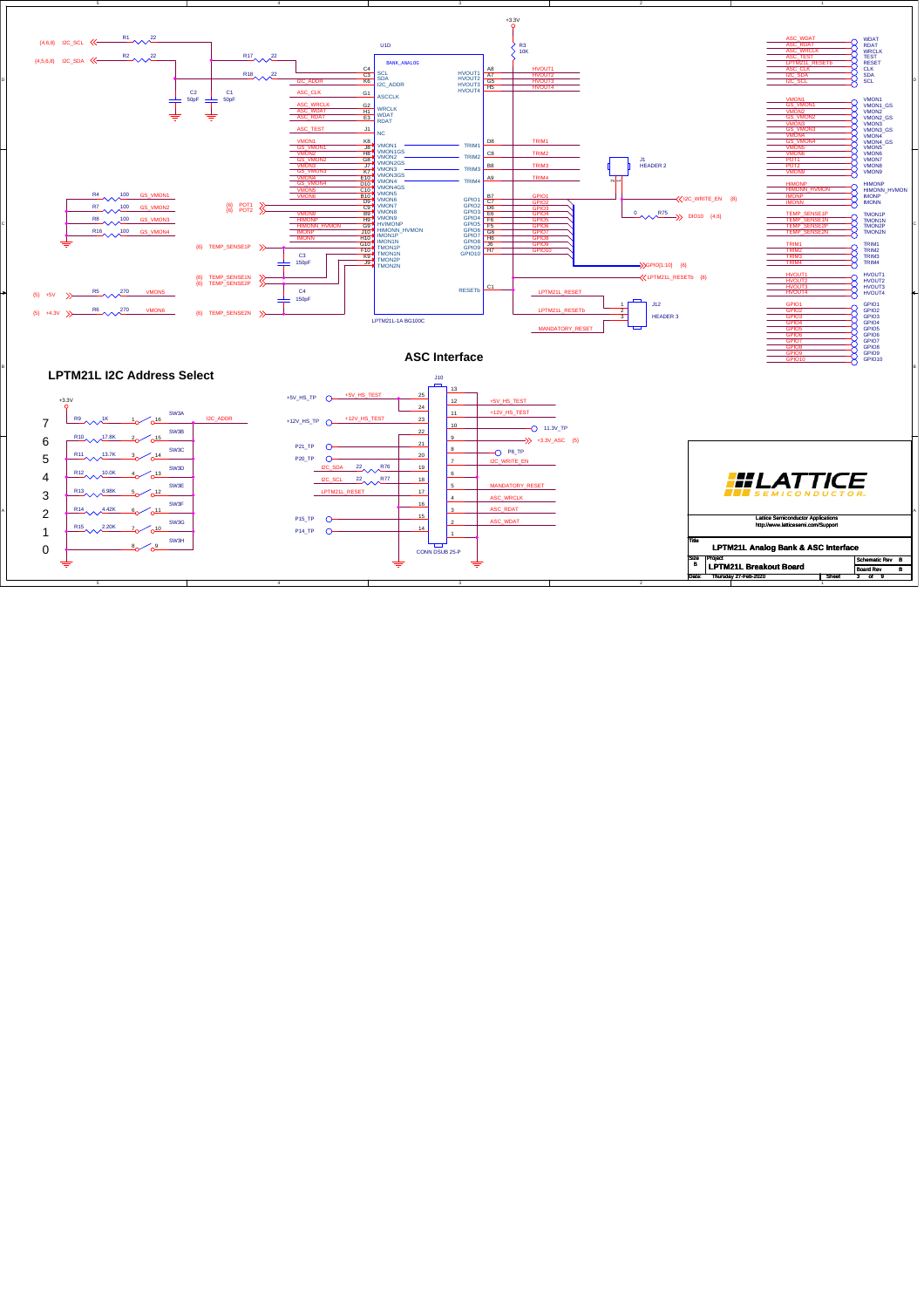## ASC Interface

## LPTM21L I2C Address Select

| Address | Resistor | Value | Switch | Pins |
|---|---|---|---|---|
| 7 | R9 | 1K | SW3A | 1–16 |
| 6 | R10 | 17.8K | SW3B | 2–15 |
| 5 | R11 | 13.7K | SW3C | 3–14 |
| 4 | R12 | 10.0K | SW3D | 4–13 |
| 3 | R13 | 6.98K | SW3E | 5–12 |
| 2 | R14 | 4.42K | SW3F | 6–11 |
| 1 | R15 | 2.20K | SW3G | 7–10 |
| 0 | | | SW3H | 8–9 |

+3.3V, I2C_ADDR

U1D — BANK_ANALOG — LPTM21L-1A BG100C

| Pin | Signal | Net |
|---|---|---|
| C4 | SCL | I2C_SCL (via R18 22) |
| C3 | SDA | I2C_SDA (via R17 22) |
| K6 | I2C_ADDR | I2C_ADDR |
| G1 | ASCCLK | ASC_CLK |
| G2 | WRCLK | ASC_WRCLK |
| H1 | WDAT | ASC_WDAT |
| E3 | RDAT | ASC_RDAT |
| J1 | NC | ASC_TEST |
| K8 | VMON1 | VMON1 |
| J8 | VMON1GS | GS_VMON1 |
| H8 | VMON2 | VMON2 |
| G8 | VMON2GS | GS_VMON2 |
| J7 | VMON3 | VMON3 |
| K7 | VMON3GS | GS_VMON3 |
| E10 | VMON4 | VMON4 |
| D10 | VMON4GS | GS_VMON4 |
| C10 | VMON5 | VMON5 |
| B10 | VMON6 | VMON6 |
| D9 | VMON7 | POT1 |
| C9 | VMON8 | POT2 |
| B9 | VMON9 | VMON9 |
| H9 | HVIMONP | HIMONP |
| G9 | HIMONN_HVMON | HIMONN_HVMON |
| J10 | IMONP | IMONP |
| H10 | IMONN | IMONN |
| G10 | TMON1P | TEMP_SENSE1P |
| F10 | TMON1N | TEMP_SENSE1N |
| K9 | TMON2P | TEMP_SENSE2P |
| J9 | TMON2N | TEMP_SENSE2N |
| A8 | HVOUT1 | HVOUT1 |
| A7 | HVOUT2 | HVOUT2 |
| G5 | HVOUT3 | HVOUT3 |
| H5 | HVOUT4 | HVOUT4 |
| D8 | TRIM1 | TRIM1 |
| C8 | TRIM2 | TRIM2 |
| B8 | TRIM3 | TRIM3 |
| A9 | TRIM4 | TRIM4 |
| B7 | GPIO1 | GPIO1 |
| C7 | GPIO2 | GPIO2 |
| D6 | GPIO3 | GPIO3 |
| E6 | GPIO4 | GPIO4 |
| F6 | GPIO5 | GPIO5 |
| F5 | GPIO6 | GPIO6 |
| G6 | GPIO7 | GPIO7 |
| H6 | GPIO8 | GPIO8 |
| J6 | GPIO9 | GPIO9 |
| H7 | GPIO10 | GPIO10 |
| C1 | RESETb | LPTM21L_RESET |

Other components: R1 22 (I2C_SCL), R2 22 (I2C_SDA), C2 50pF, C1 50pF, R3 10K to +3.3V, R4/R7/R8/R16 100 (GS_VMON1–4), R5 270 (+5V → VMON5), R6 270 (+4.3V → VMON6), C3 150pF, C4 150pF, R75 0 (DIO10), J1 HEADER 2, J12 HEADER 3 (LPTM21L_RESETb, MANDATORY_RESET), I2C_WRITE_EN, LPTM21L_RESETb, GPIO[1:10].

J10 CONN DSUB 25-P

| Pin | Net | Pin | Net |
|---|---|---|---|
| 25 | +5V_HS_TP | 12 | +5V_HS_TEST |
| 24 | | 11 | +12V_HS_TEST |
| 23 | +12V_HS_TP | 10 | 11.3V_TP |
| 22 | | 9 | +3.3V_ASC |
| 21 | P21_TP | 8 | P8_TP |
| 20 | P20_TP | 7 | I2C_WRITE_EN |
| 19 | I2C_SDA (R76 22) | 6 | |
| 18 | I2C_SCL (R77 22) | 5 | MANDATORY_RESET |
| 17 | LPTM21L_RESET | 4 | ASC_WRCLK |
| 16 | | 3 | ASC_RDAT |
| 15 | P15_TP | 2 | ASC_WDAT |
| 14 | P14_TP | 1 | |
| 13 | | | |

Test points: ASC_WDAT, ASC_RDAT, ASC_WRCLK, ASC_TEST, LPTM21L_RESETb, ASC_CLK, I2C_SDA, I2C_SCL, VMON1–VMON9, GS_VMON1–4, HIMONP, HIMONN_HVMON, IMONP, IMONN, TEMP_SENSE1P/1N/2P/2N (TMON1P, TMON1N, TMON2P, TMON2N), TRIM1–4, HVOUT1–4, GPIO1–GPIO10.

LATTICE SEMICONDUCTOR
Lattice Semiconductor Applications
http://www.latticesemi.com/Support

| Title | LPTM21L Analog Bank & ASC Interface | | |
|---|---|---|---|
| Size: B | Project: LPTM21L Breakout Board | Schematic Rev: B | Board Rev: B |
| Date: Thursday 27-Feb-2020 | | Sheet 3 of 9 | |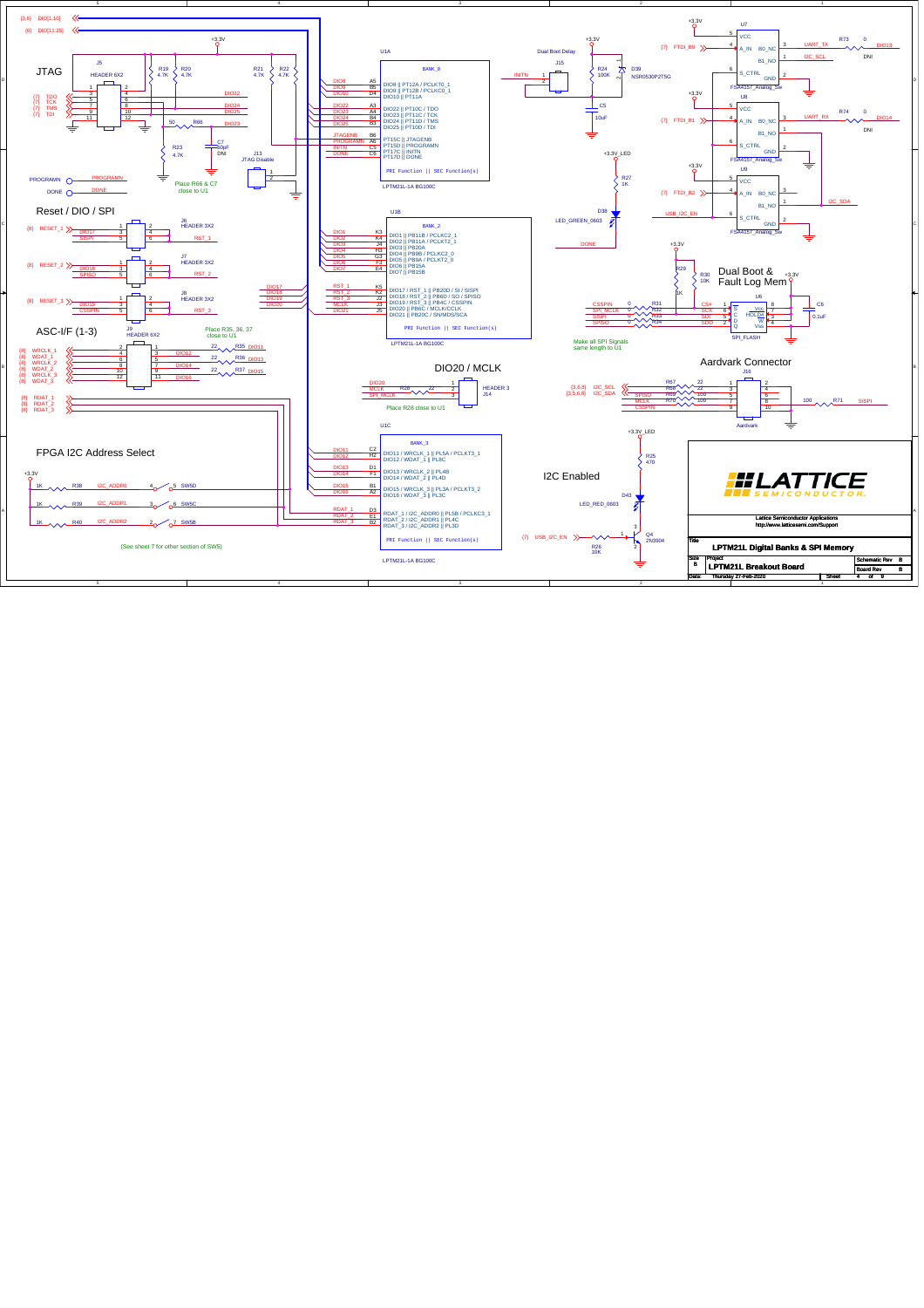## JTAG

J5 HEADER 6X2

| Pin | Signal | Pin | Signal |
|---|---|---|---|
| 1 | | 2 | |
| 3 | TDO | 4 | |
| 5 | TCK | 6 | |
| 7 | TMS | 8 | |
| 9 | TDI | 10 | |
| 11 | | 12 | |

R19 4.7K, R20 4.7K, R21 4.7K, R22 4.7K, R66 50, R23 4.7K, C7 50pF DNI

J13 JTAG Disable

Place R66 & C7 close to U1

PROGRAMN, DONE

## Reset / DIO / SPI

J6 HEADER 3X2 — RESET_1, DIO17, SISPI, RST_1

J7 HEADER 3X2 — RESET_2, DIO18, SPISO, RST_2

J8 HEADER 3X2 — RESET_3, DIO19, CSSPIN, RST_3

## ASC-I/F (1-3)

J9 HEADER 6X2 — WRCLK_1, WDAT_1, WRCLK_2, WDAT_2, WRCLK_3, WDAT_3, RDAT_1, RDAT_2, RDAT_3

Place R35, 36, 37 close to U1 (R35 22 DIO11, R36 22 DIO13, R37 22 DIO15)

## FPGA I2C Address Select

R38 1K I2C_ADDR0 SW5D; R39 1K I2C_ADDR1 SW5C; R40 1K I2C_ADDR2 SW5B

(See sheet 7 for other section of SW5)

## U1A — BANK_8 (LPTM21L-1A BG100C)

| Pin | Net | Function |
|---|---|---|
| A5 | DIO8 | DIO8 \|\| PT12A / PCLKT0_1 |
| B5 | DIO9 | DIO9 \|\| PT12B / PCLKC0_1 |
| D4 | DIO10 | DIO10 \|\| PT11A |
| A3 | DIO22 | DIO22 \|\| PT10C / TDO |
| A4 | DIO23 | DIO23 \|\| PT11C / TCK |
| B4 | DIO24 | DIO24 \|\| PT11D / TMS |
| B3 | DIO25 | DIO25 \|\| PT10D / TDI |
| B6 | JTAGENB | PT15C \|\| JTAGENB |
| A6 | PROGRAMN | PT15D \|\| PROGRAMN |
| C5 | INITN | PT17C \|\| INITN |
| C6 | DONE | PT17D \|\| DONE |

PRI Function || SEC Function(s)

## U1B — BANK_2 (LPTM21L-1A BG100C)

| Pin | Net | Function |
|---|---|---|
| K3 | DIO1 | DIO1 \|\| PB11B / PCLKC2_1 |
| K4 | DIO2 | DIO2 \|\| PB11A / PCLKT2_1 |
| J4 | DIO3 | DIO3 \|\| PB20A |
| H3 | DIO4 | DIO4 \|\| PB9B / PCLKC2_0 |
| G3 | DIO5 | DIO5 \|\| PB9A / PCLKT2_0 |
| F3 | DIO6 | DIO6 \|\| PB15A |
| E4 | DIO7 | DIO7 \|\| PB15B |
| K5 | RST_1 | DIO17 / RST_1 \|\| PB20D / SI / SISPI |
| K2 | RST_2 | DIO18 / RST_2 \|\| PB6D / SO / SPISO |
| J2 | RST_3 | DIO19 / RST_3 \|\| PB4C / CSSPIN |
| J3 | MCLK | DIO20 \|\| PB6C / MCLK/CCLK |
| J5 | DIO21 | DIO21 \|\| PB20C / SN/MDS/SCA |

## DIO20 / MCLK

J14 HEADER 3 — DIO20, MCLK (R28 22), SPI_MCLK

Place R28 close to U1

## U1C — BANK_3 (LPTM21L-1A BG100C)

| Pin | Net | Function |
|---|---|---|
| C2 | DIO11 | DIO11 / WRCLK_1 \|\| PL5A / PCLKT3_1 |
| H2 | DIO12 | DIO12 / WDAT_1 \|\| PL8C |
| D1 | DIO13 | DIO13 / WRCLK_2 \|\| PL4B |
| F1 | DIO14 | DIO14 / WDAT_2 \|\| PL4D |
| B1 | DIO15 | DIO15 / WRCLK_3 \|\| PL3A / PCLKT3_2 |
| A2 | DIO16 | DIO16 / WDAT_3 \|\| PL3C |
| D3 | RDAT_1 | RDAT_1 / I2C_ADDR0 \|\| PL5B / PCLKC3_1 |
| E1 | RDAT_2 | RDAT_2 / I2C_ADDR1 \|\| PL4C |
| B2 | RDAT_3 | RDAT_3 / I2C_ADDR2 \|\| PL3D |

## Dual Boot Delay

J15, R24 100K, D39 NSR0530P2T5G, C5 10uF, R27 1K, D38 LED_GREEN_0603, DONE

## U7 / U8 / U9 (FSA4157_Analog_Sw)

- U7: FTDI_B0 → B0_NC: UART_TX (R73 0 → DIO13, DNI); B1_NO: I2C_SCL
- U8: FTDI_B1 → B0_NC: UART_RX (R74 0 → DIO14, DNI); B1_NO
- U9: FTDI_B2 → B0_NC; B1_NO: I2C_SDA; S_CTRL: USB_I2C_EN

## Dual Boot & Fault Log Mem

U6 SPI_FLASH: CS# (R31 0, CSSPIN), SCK (R32 0, SPI_MCLK), SDI (R33 0, SISPI), SDO (R34 0, SPISO); R29 1K, R30 10K, C6 0.1uF

Make all SPI Signals same length to U1

## Aardvark Connector

J16 Aardvark: I2C_SCL (R67 22), I2C_SDA (R68 22), SPISO (R69 100), MCLK (R70 100), CSSPIN; R71 100 SISPI

## I2C Enabled

R25 470, D43 LED_RED_0603, Q4 2N3904, R26 10K, USB_I2C_EN

**LATTICE SEMICONDUCTOR**

Lattice Semiconductor Applications
http://www.latticesemi.com/Support

| Title | LPTM21L Digital Banks & SPI Memory | | |
|---|---|---|---|
| Size: B | Project: LPTM21L Breakout Board | Schematic Rev | B |
| | | Board Rev | B |
| Date: Thursday 27-Feb-2020 | | Sheet | 4 of 9 |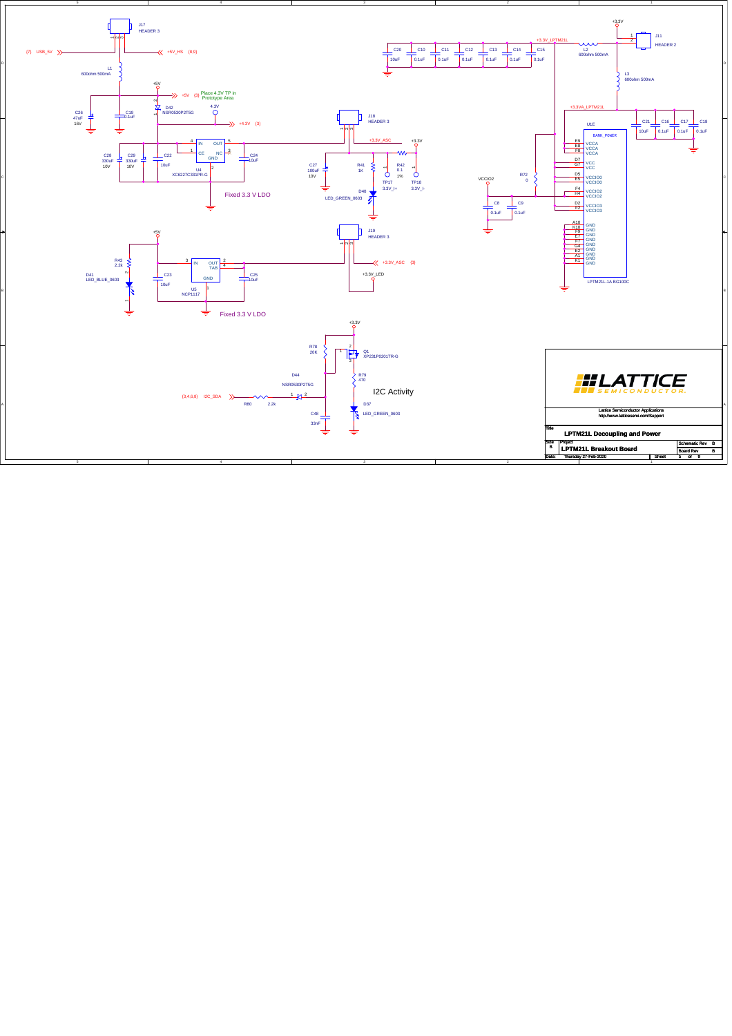# LPTM21L Decoupling and Power

**Project:** LPTM21L Breakout Board

Lattice Semiconductor Applications
http://www.latticesemi.com/Support

| Size | Project | Schematic Rev | B |
|---|---|---|---|
| B | LPTM21L Breakout Board | Board Rev | B |
| Date: | Thursday 27-Feb-2020 | Sheet | 5 of 9 |

## Schematic text

J17 HEADER 3

(7) USB_5V

+5V_HS (8,9)

L1 600ohm 500mA

+5V

+5V (3) Place 4.3V TP in Prototype Area

D42 NSR0530P2T5G

4.3V

+4.3V (3)

C26 47uF 16V

C19 0.1uF

C28 330uF 10V

C29 330uF 10V

C22 10uF

U4 XC6227C331PR-G (IN, OUT, CE, NC, GND)

C24 10uF

Fixed 3.3 V LDO

J18 HEADER 3

+3.3V_ASC

+3.3V

C27 100uF 10V

R41 1K

R42 0.1 1%

TP17 3.3V_I+

TP18 3.3V_I-

D40 LED_GREEN_0603

J19 HEADER 3

+3.3V_ASC (3)

+3.3V_LED

+5V

R43 2.2k

D41 LED_BLUE_0603

C23 10uF

U5 NCP1117 (IN, OUT, TAB, GND)

C25 10uF

Fixed 3.3 V LDO

+3.3V

R78 20K

Q1 XP231P0201TR-G

R79 470

D44 NSR0530P2T5G

(3,4,6,8) I2C_SDA

R80 2.2k

I2C Activity

D37 LED_GREEN_0603

C48 33nF

+3.3V_LPTM21L

C20 10uF, C10 0.1uF, C11 0.1uF, C12 0.1uF, C13 0.1uF, C14 0.1uF, C15 0.1uF

L2 600ohm 500mA

+3.3V

J11 HEADER 2

L3 600ohm 500mA

+3.3VA_LPTM21L

C21 10uF, C16 0.1uF, C17 0.1uF, C18 0.1uF

U1E BANK_POWER

E9 VCCA, E8 VCCA, F8 VCCA

D7 VCC, G7 VCC

D5 VCCIO0, E5 VCCIO0

F4 VCCIO2, H4 VCCIO2

D2 VCCIO3, F2 VCCIO3

A10, K10, F9, E7, F7, G4, E2, A1, K1 GND

LPTM21L-1A BG100C

VCCIO2

R72 0

C8 0.1uF

C9 0.1uF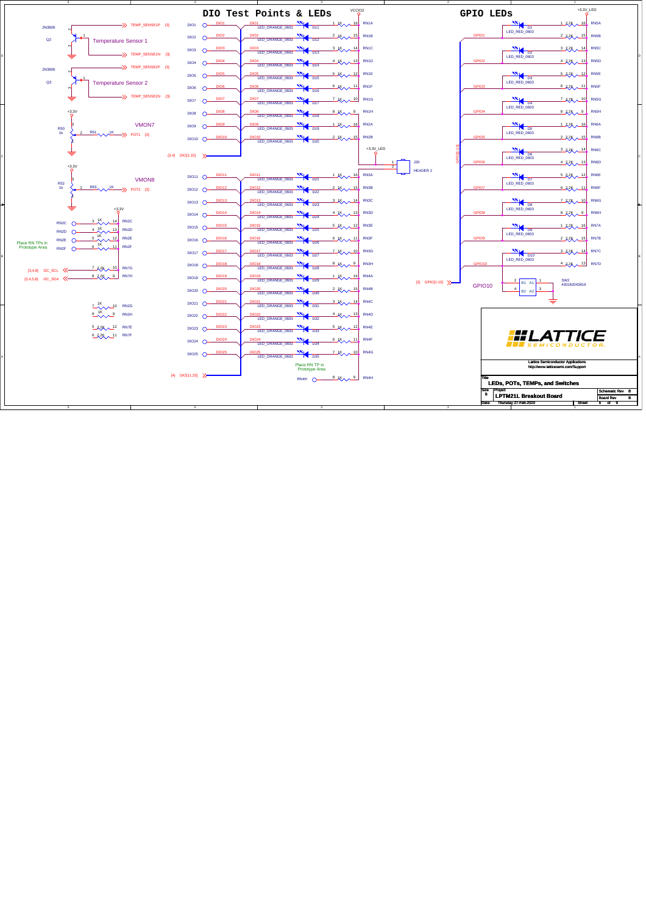# DIO Test Points & LEDs

# GPIO LEDs

2N3906

Q2

Temperature Sensor 1

TEMP_SENSE1P (3)

TEMP_SENSE1N (3)

2N3906

Q3

Temperature Sensor 2

TEMP_SENSE2P (3)

TEMP_SENSE2N (3)

+3.3V

R50 1k

R51 1K

VMON7

POT1 (3)

+3.3V

R52 1k

R53 1K

VMON8

POT2 (3)

+3.3V

RN2C 1K, RN2D 1K, RN2E 1K, RN2F 1K

Place RN TPs in Prototype Area

(3,4,8) I2C_SCL — RN7G 2.2K

(3,4,5,8) I2C_SDA — RN7H 2.2K

RN2G 1K, RN2H 1K, RN7E 2.2K, RN7F 2.2K

(3,4) DIO[1:10]

(4) DIO[11:25]

DIO1–DIO25 — LED_ORANGE_0603 D11–D35, RN1A–RN4G 1K, VCCIO2

Place RN TP in Prototype Area

RN4H 1K

+3.3V_LED

J20 HEADER 2

(3) GPIO[1:10]

GPIO1–GPIO10 — LED_RED_0603 D1–D10, RN5A–RN7D 2.2K, +3.3V_LED

GPIO10

SW2 430182043816

B1 A1, B2 A2

LATTICE SEMICONDUCTOR

Lattice Semiconductor Applications
http://www.latticesemi.com/Support

| Title | | |
|---|---|---|
| LEDs, POTs, TEMPs, and Switches | | |
| Size: B | Project: LPTM21L Breakout Board | Schematic Rev: B / Board Rev: B |
| Date: Thursday 27-Feb-2020 | Sheet 6 of 9 | |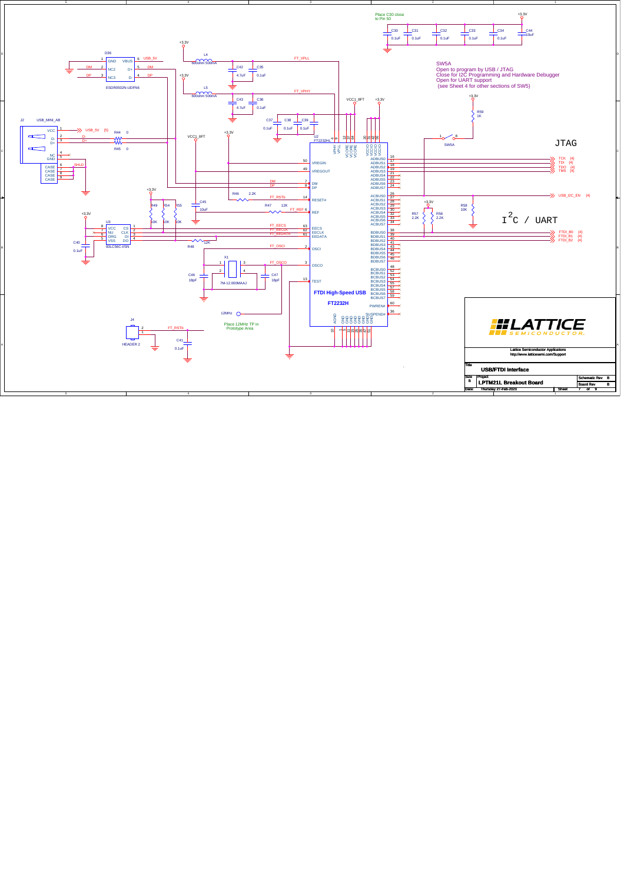Place C30 close to Pin 50

SW5A

Open to program by USB / JTAG
Close for I2C Programming and Hardware Debugger
Open for UART support
(see Sheet 4 for other sections of SW5)

JTAG

TCK (4)
TDI (4)
TDO (4)
TMS (4)

USB_I2C_EN (4)

$I^2C$ / UART

FTDI_B0 (4)
FTDI_B1 (4)
FTDI_B2 (4)

FTDI High-Speed USB

FT2232H

Place 12MHz TP in Prototype Area

Lattice Semiconductor Applications
http://www.latticesemi.com/Support

| Title | USB/FTDI Interface | | |
|---|---|---|---|
| Size B | Project LPTM21L Breakout Board | Schematic Rev B | Board Rev B |
| Date: | Thursday 27-Feb-2020 | Sheet | 7 of 9 |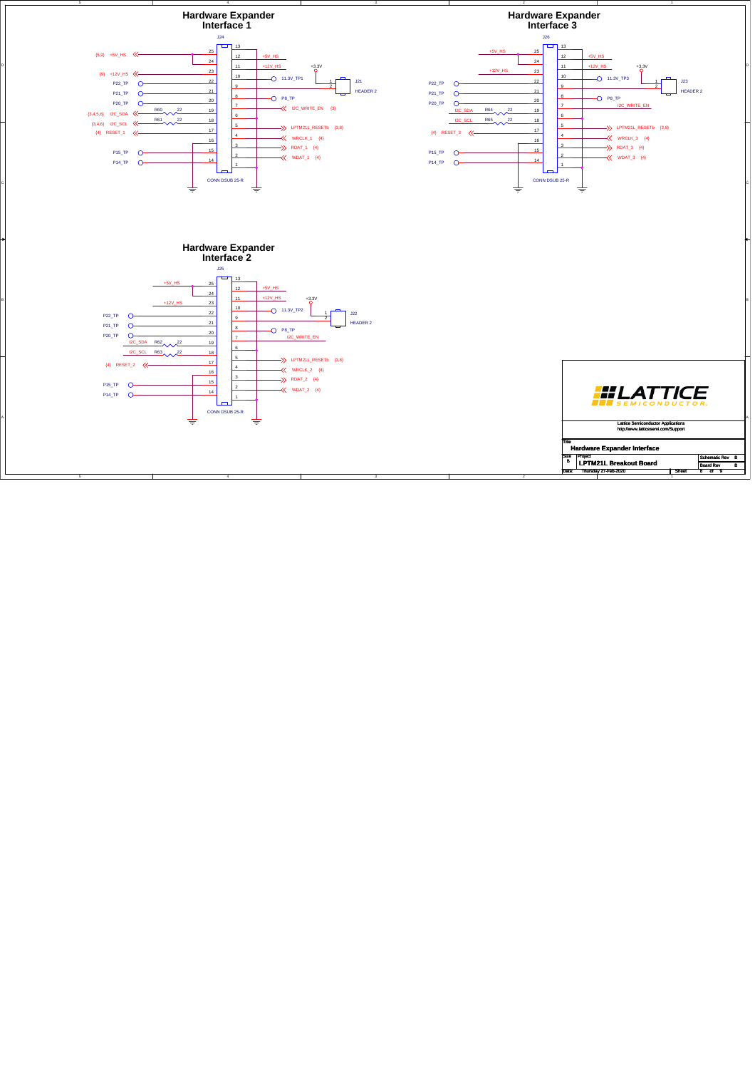## Hardware Expander Interface 1

J24 — CONN DSUB 25-R

| Pin | Net | Pin | Net |
|---|---|---|---|
| 25 | (5,9) +5V_HS | 13 | |
| 24 | | 12 | +5V_HS |
| 23 | (9) +12V_HS | 11 | +12V_HS |
| 22 | P22_TP | 10 | 11.3V_TP1 |
| 21 | P21_TP | 9 | J21 HEADER 2 (+3.3V) |
| 20 | P20_TP | 8 | P8_TP |
| 19 | (3,4,5,6) I2C_SDA (R60 22) | 7 | I2C_WRITE_EN (3) |
| 18 | (3,4,6) I2C_SCL (R61 22) | 6 | |
| 17 | (4) RESET_1 | 5 | LPTM21L_RESETb (3,8) |
| 16 | | 4 | WRCLK_1 (4) |
| 15 | P15_TP | 3 | RDAT_1 (4) |
| 14 | P14_TP | 2 | WDAT_1 (4) |
| | | 1 | |

## Hardware Expander Interface 3

J26 — CONN DSUB 25-R

| Pin | Net | Pin | Net |
|---|---|---|---|
| 25 | +5V_HS | 13 | |
| 24 | | 12 | +5V_HS |
| 23 | +12V_HS | 11 | +12V_HS |
| 22 | P22_TP | 10 | 11.3V_TP3 |
| 21 | P21_TP | 9 | J23 HEADER 2 (+3.3V) |
| 20 | P20_TP | 8 | P8_TP |
| 19 | I2C_SDA (R64 22) | 7 | I2C_WRITE_EN |
| 18 | I2C_SCL (R65 22) | 6 | |
| 17 | (4) RESET_3 | 5 | LPTM21L_RESETb (3,8) |
| 16 | | 4 | WRCLK_3 (4) |
| 15 | P15_TP | 3 | RDAT_3 (4) |
| 14 | P14_TP | 2 | WDAT_3 (4) |
| | | 1 | |

## Hardware Expander Interface 2

J25 — CONN DSUB 25-R

| Pin | Net | Pin | Net |
|---|---|---|---|
| 25 | +5V_HS | 13 | |
| 24 | | 12 | +5V_HS |
| 23 | +12V_HS | 11 | +12V_HS |
| 22 | P22_TP | 10 | 11.3V_TP2 |
| 21 | P21_TP | 9 | J22 HEADER 2 (+3.3V) |
| 20 | P20_TP | 8 | P8_TP |
| 19 | I2C_SDA (R62 22) | 7 | I2C_WRITE_EN |
| 18 | I2C_SCL (R63 22) | 6 | |
| 17 | (4) RESET_2 | 5 | LPTM21L_RESETb (3,8) |
| 16 | | 4 | WRCLK_2 (4) |
| 15 | P15_TP | 3 | RDAT_2 (4) |
| 14 | P14_TP | 2 | WDAT_2 (4) |
| | | 1 | |

LATTICE SEMICONDUCTOR

Lattice Semiconductor Applications
http://www.latticesemi.com/Support

| Title | Hardware Expander Interface | | |
|---|---|---|---|
| Size B | Project: LPTM21L Breakout Board | Schematic Rev B | Board Rev B |
| Date: Thursday 27-Feb-2020 | | Sheet 8 of 9 | |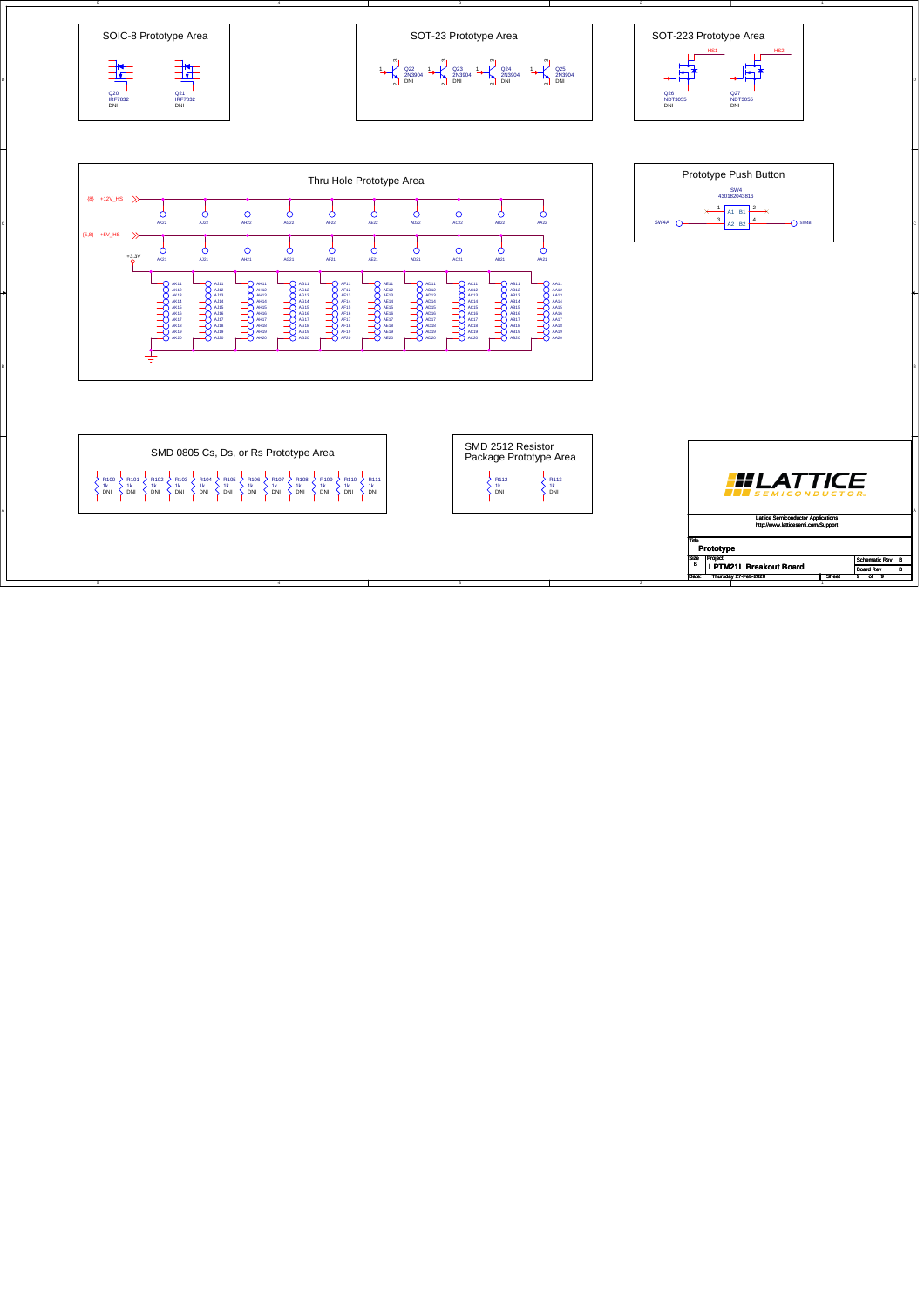## SOIC-8 Prototype Area

Q20
IRF7832
DNI

Q21
IRF7832
DNI

## SOT-23 Prototype Area

Q22
2N3904
DNI

Q23
2N3904
DNI

Q24
2N3904
DNI

Q25
2N3904
DNI

## SOT-223 Prototype Area

HS1

HS2

Q26
NDT3055
DNI

Q27
NDT3055
DNI

## Thru Hole Prototype Area

(8) +12V_HS

AK22 AJ22 AH22 AG22 AF22 AE22 AD22 AC22 AB22 AA22

(5,8) +5V_HS

AK21 AJ21 AH21 AG21 AF21 AE21 AD21 AC21 AB21 AA21

+3.3V

AK11 AK12 AK13 AK14 AK15 AK16 AK17 AK18 AK19 AK20

AJ11 AJ12 AJ13 AJ14 AJ15 AJ16 AJ17 AJ18 AJ19 AJ20

AH11 AH12 AH13 AH14 AH15 AH16 AH17 AH18 AH19 AH20

AG11 AG12 AG13 AG14 AG15 AG16 AG17 AG18 AG19 AG20

AF11 AF12 AF13 AF14 AF15 AF16 AF17 AF18 AF19 AF20

AE11 AE12 AE13 AE14 AE15 AE16 AE17 AE18 AE19 AE20

AD11 AD12 AD13 AD14 AD15 AD16 AD17 AD18 AD19 AD20

AC11 AC12 AC13 AC14 AC15 AC16 AC17 AC18 AC19 AC20

AB11 AB12 AB13 AB14 AB15 AB16 AB17 AB18 AB19 AB20

AA11 AA12 AA13 AA14 AA15 AA16 AA17 AA18 AA19 AA20

## Prototype Push Button

SW4
430182043816

SW4A

A1 B1

A2 B2

SW4B

## SMD 0805 Cs, Ds, or Rs Prototype Area

R100 1k DNI
R101 1k DNI
R102 1k DNI
R103 1k DNI
R104 1k DNI
R105 1k DNI
R106 1k DNI
R107 1k DNI
R108 1k DNI
R109 1k DNI
R110 1k DNI
R111 1k DNI

## SMD 2512 Resistor Package Prototype Area

R112 1k DNI
R113 1k DNI

LATTICE SEMICONDUCTOR

Lattice Semiconductor Applications
http://www.latticesemi.com/Support

| | | |
|---|---|---|
| Title: Prototype | | |
| Size: B | Project: LPTM21L Breakout Board | Schematic Rev: B |
| | | Board Rev: B |
| Date: Thursday 27-Feb-2020 | Sheet 9 of 9 | |